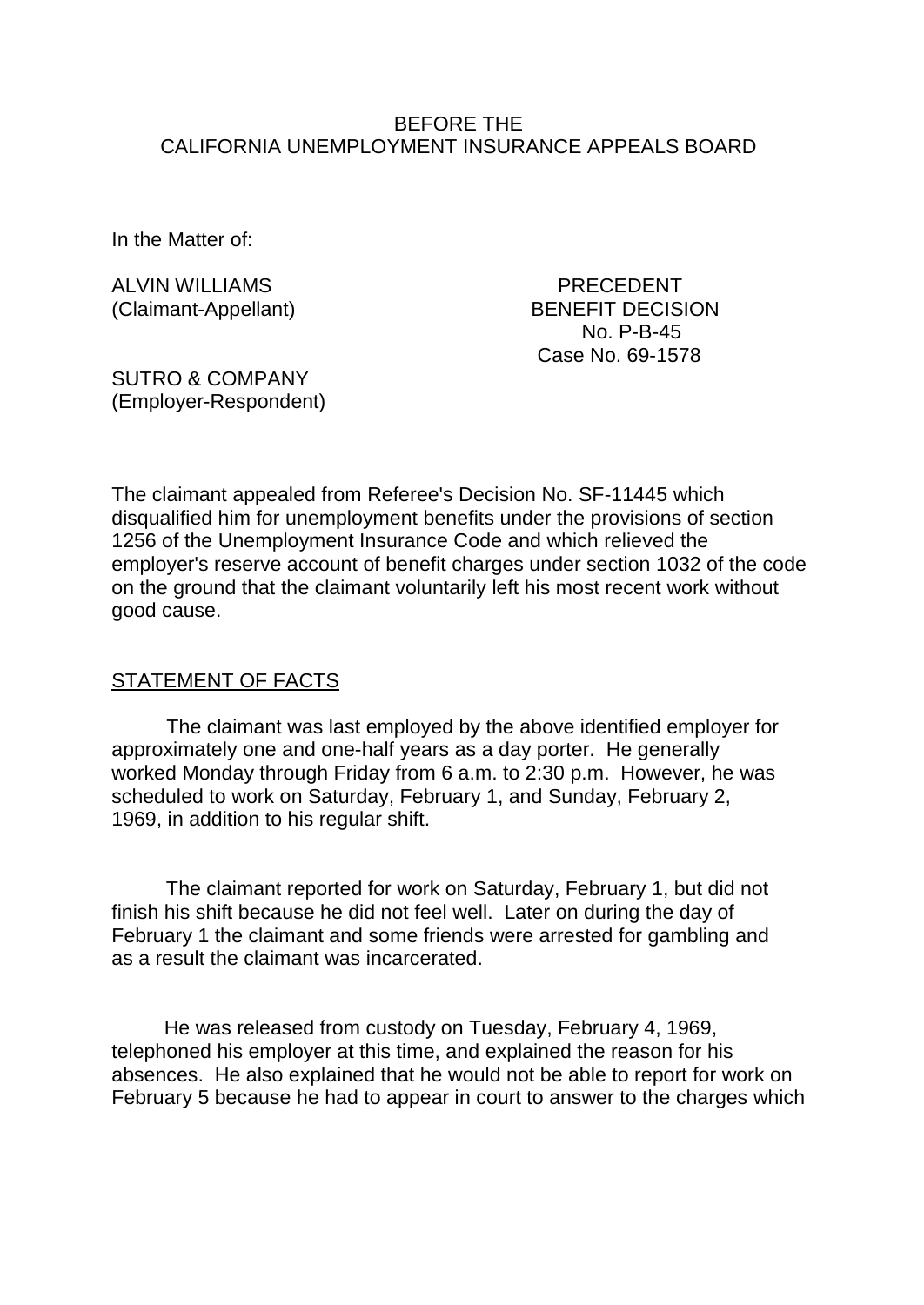BEFORE THE
CALIFORNIA UNEMPLOYMENT INSURANCE APPEALS BOARD

In the Matter of:

ALVIN WILLIAMS
(Claimant-Appellant)

PRECEDENT
BENEFIT DECISION
No. P-B-45
Case No. 69-1578

SUTRO & COMPANY
(Employer-Respondent)

The claimant appealed from Referee's Decision No. SF-11445 which disqualified him for unemployment benefits under the provisions of section 1256 of the Unemployment Insurance Code and which relieved the employer's reserve account of benefit charges under section 1032 of the code on the ground that the claimant voluntarily left his most recent work without good cause.

## STATEMENT OF FACTS

The claimant was last employed by the above identified employer for approximately one and one-half years as a day porter. He generally worked Monday through Friday from 6 a.m. to 2:30 p.m. However, he was scheduled to work on Saturday, February 1, and Sunday, February 2, 1969, in addition to his regular shift.

The claimant reported for work on Saturday, February 1, but did not finish his shift because he did not feel well. Later on during the day of February 1 the claimant and some friends were arrested for gambling and as a result the claimant was incarcerated.

He was released from custody on Tuesday, February 4, 1969, telephoned his employer at this time, and explained the reason for his absences. He also explained that he would not be able to report for work on February 5 because he had to appear in court to answer to the charges which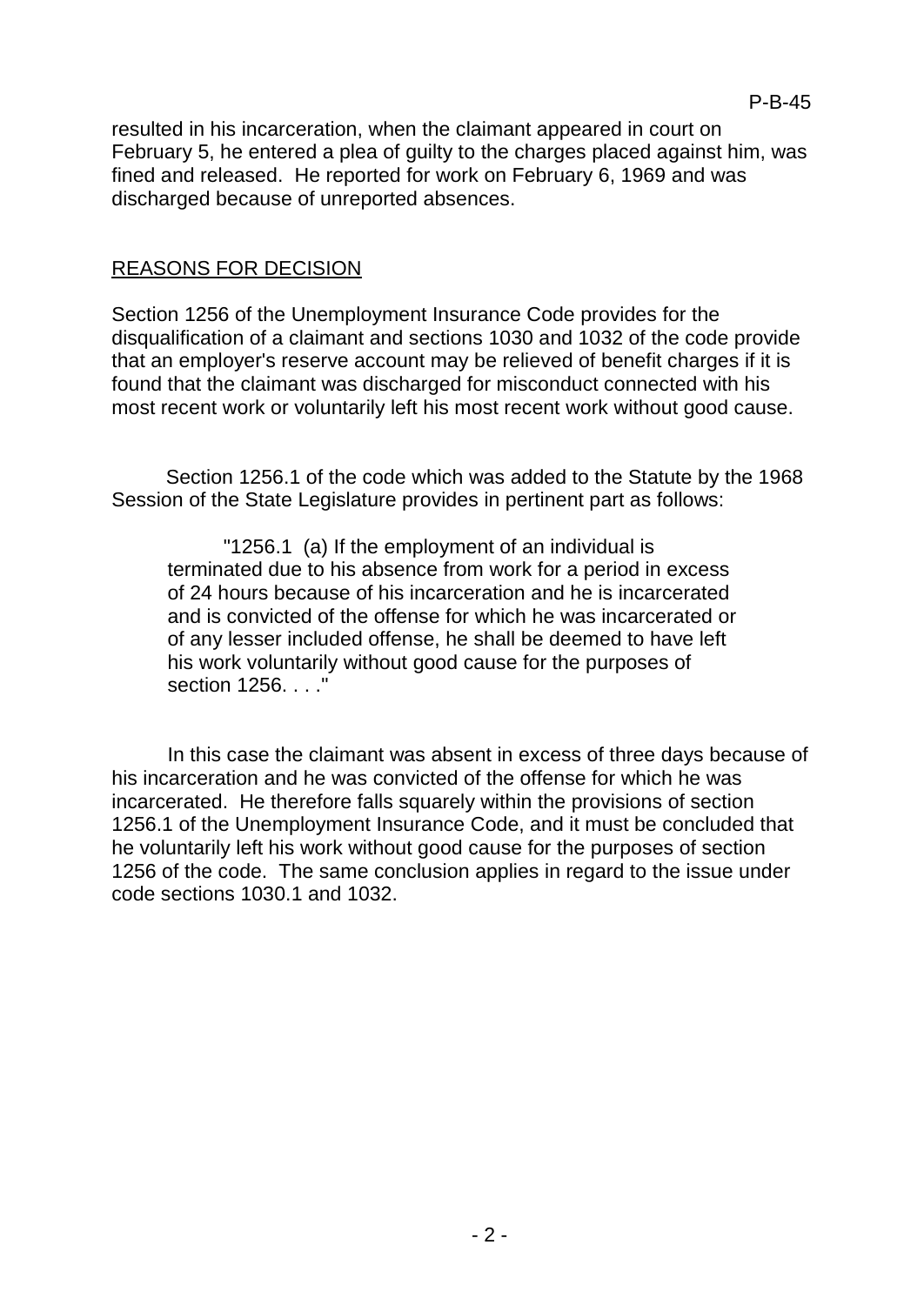resulted in his incarceration, when the claimant appeared in court on February 5, he entered a plea of guilty to the charges placed against him, was fined and released. He reported for work on February 6, 1969 and was discharged because of unreported absences.

## REASONS FOR DECISION

Section 1256 of the Unemployment Insurance Code provides for the disqualification of a claimant and sections 1030 and 1032 of the code provide that an employer's reserve account may be relieved of benefit charges if it is found that the claimant was discharged for misconduct connected with his most recent work or voluntarily left his most recent work without good cause.

Section 1256.1 of the code which was added to the Statute by the 1968 Session of the State Legislature provides in pertinent part as follows:

> "1256.1 (a) If the employment of an individual is terminated due to his absence from work for a period in excess of 24 hours because of his incarceration and he is incarcerated and is convicted of the offense for which he was incarcerated or of any lesser included offense, he shall be deemed to have left his work voluntarily without good cause for the purposes of section 1256. . . ."

In this case the claimant was absent in excess of three days because of his incarceration and he was convicted of the offense for which he was incarcerated. He therefore falls squarely within the provisions of section 1256.1 of the Unemployment Insurance Code, and it must be concluded that he voluntarily left his work without good cause for the purposes of section 1256 of the code. The same conclusion applies in regard to the issue under code sections 1030.1 and 1032.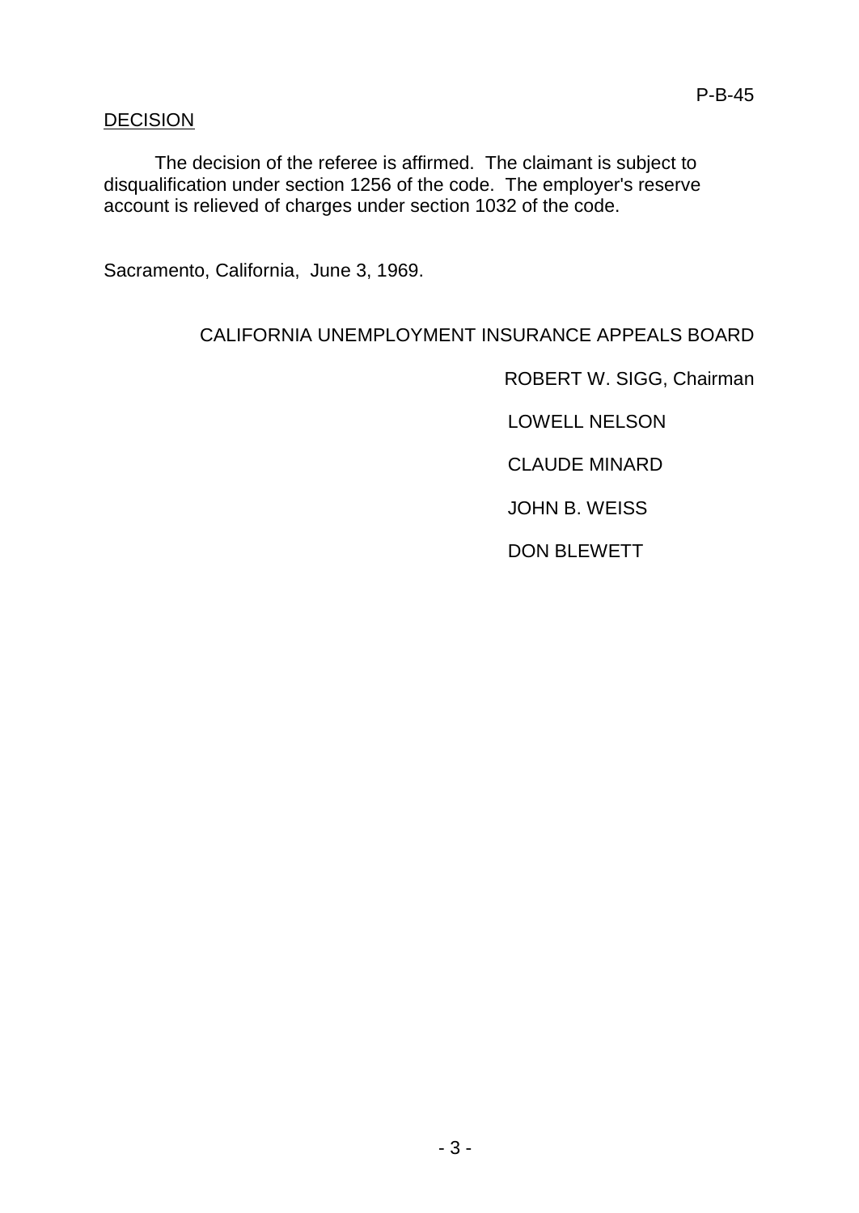## DECISION

The decision of the referee is affirmed. The claimant is subject to disqualification under section 1256 of the code. The employer's reserve account is relieved of charges under section 1032 of the code.

Sacramento, California, June 3, 1969.

CALIFORNIA UNEMPLOYMENT INSURANCE APPEALS BOARD

ROBERT W. SIGG, Chairman

LOWELL NELSON

CLAUDE MINARD

JOHN B. WEISS

DON BLEWETT